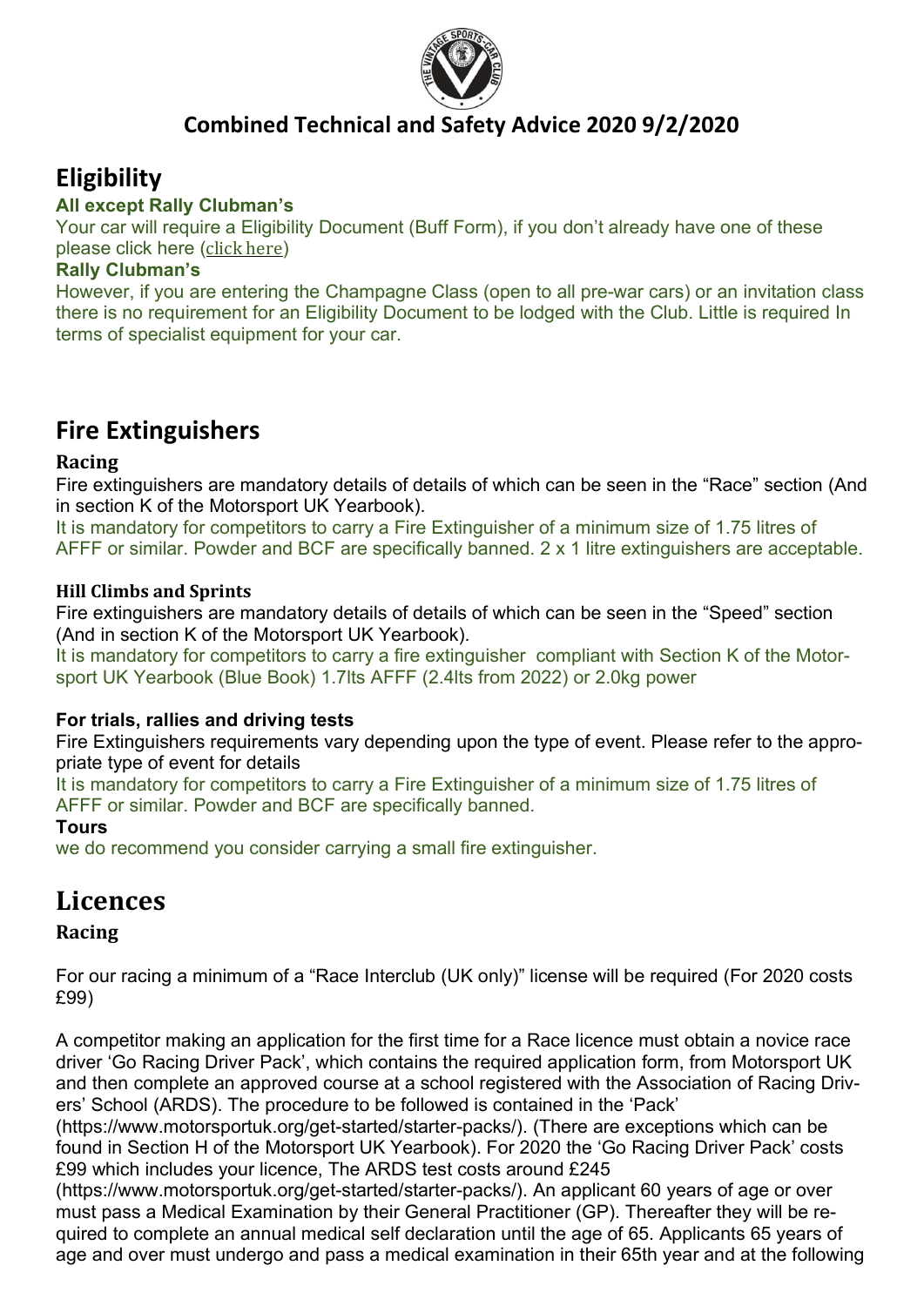# Combined Technical and Safety Advice 2020 9/2/2020

## Eligibility

**All except Rally Clubman's**

Your car will require a Eligibility Document (Buff Form), if you don't already have one of these please click here (click here)

**Rally Clubman's**

However, if you are entering the Champagne Class (open to all pre-war cars) or an invitation class there is no requirement for an Eligibility Document to be lodged with the Club. Little is required In terms of specialist equipment for your car.

## Fire Extinguishers

### Racing

Fire extinguishers are mandatory details of details of which can be seen in the "Race" section (And in section K of the Motorsport UK Yearbook).

It is mandatory for competitors to carry a Fire Extinguisher of a minimum size of 1.75 litres of AFFF or similar. Powder and BCF are specifically banned. 2 x 1 litre extinguishers are acceptable.

### Hill Climbs and Sprints

Fire extinguishers are mandatory details of details of which can be seen in the "Speed" section (And in section K of the Motorsport UK Yearbook).

It is mandatory for competitors to carry a fire extinguisher compliant with Section K of the Motorsport UK Yearbook (Blue Book) 1.7lts AFFF (2.4lts from 2022) or 2.0kg power

### For trials, rallies and driving tests

Fire Extinguishers requirements vary depending upon the type of event. Please refer to the appropriate type of event for details

It is mandatory for competitors to carry a Fire Extinguisher of a minimum size of 1.75 litres of AFFF or similar. Powder and BCF are specifically banned.

**Tours**

we do recommend you consider carrying a small fire extinguisher.

## Licences

### Racing

For our racing a minimum of a "Race Interclub (UK only)" license will be required (For 2020 costs £99)

A competitor making an application for the first time for a Race licence must obtain a novice race driver 'Go Racing Driver Pack', which contains the required application form, from Motorsport UK and then complete an approved course at a school registered with the Association of Racing Drivers' School (ARDS). The procedure to be followed is contained in the 'Pack' (https://www.motorsportuk.org/get-started/starter-packs/). (There are exceptions which can be found in Section H of the Motorsport UK Yearbook). For 2020 the 'Go Racing Driver Pack' costs £99 which includes your licence, The ARDS test costs around £245 (https://www.motorsportuk.org/get-started/starter-packs/). An applicant 60 years of age or over must pass a Medical Examination by their General Practitioner (GP). Thereafter they will be required to complete an annual medical self declaration until the age of 65. Applicants 65 years of age and over must undergo and pass a medical examination in their 65th year and at the following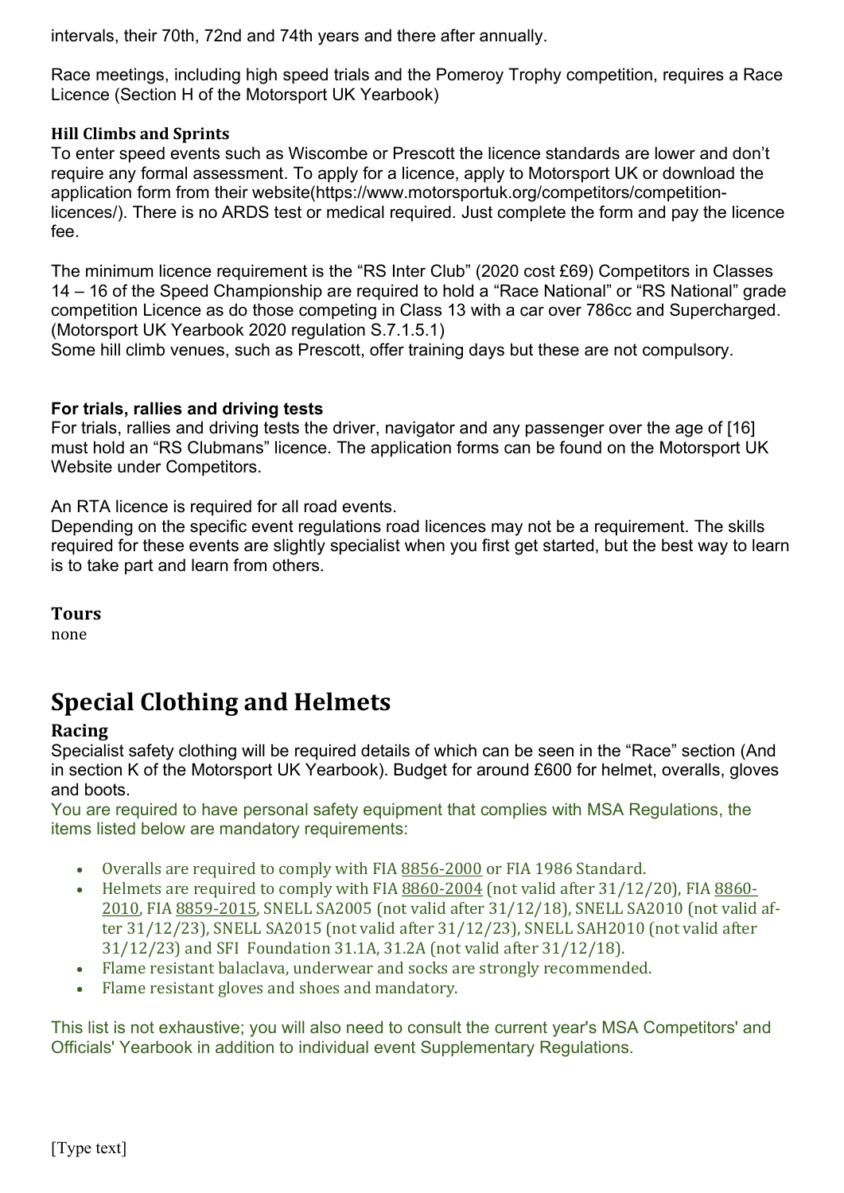intervals, their 70th, 72nd and 74th years and there after annually.

Race meetings, including high speed trials and the Pomeroy Trophy competition, requires a Race Licence (Section H of the Motorsport UK Yearbook)

### Hill Climbs and Sprints

To enter speed events such as Wiscombe or Prescott the licence standards are lower and don't require any formal assessment. To apply for a licence, apply to Motorsport UK or download the application form from their website(https://www.motorsportuk.org/competitors/competition-licences/). There is no ARDS test or medical required. Just complete the form and pay the licence fee.

The minimum licence requirement is the "RS Inter Club" (2020 cost £69) Competitors in Classes 14 – 16 of the Speed Championship are required to hold a "Race National" or "RS National" grade competition Licence as do those competing in Class 13 with a car over 786cc and Supercharged. (Motorsport UK Yearbook 2020 regulation S.7.1.5.1)
Some hill climb venues, such as Prescott, offer training days but these are not compulsory.

**For trials, rallies and driving tests**

For trials, rallies and driving tests the driver, navigator and any passenger over the age of [16] must hold an "RS Clubmans" licence. The application forms can be found on the Motorsport UK Website under Competitors.

An RTA licence is required for all road events.
Depending on the specific event regulations road licences may not be a requirement. The skills required for these events are slightly specialist when you first get started, but the best way to learn is to take part and learn from others.

### Tours

none

## Special Clothing and Helmets

### Racing

Specialist safety clothing will be required details of which can be seen in the "Race" section (And in section K of the Motorsport UK Yearbook). Budget for around £600 for helmet, overalls, gloves and boots.
You are required to have personal safety equipment that complies with MSA Regulations, the items listed below are mandatory requirements:

- Overalls are required to comply with FIA 8856-2000 or FIA 1986 Standard.
- Helmets are required to comply with FIA 8860-2004 (not valid after 31/12/20), FIA 8860-2010, FIA 8859-2015, SNELL SA2005 (not valid after 31/12/18), SNELL SA2010 (not valid after 31/12/23), SNELL SA2015 (not valid after 31/12/23), SNELL SAH2010 (not valid after 31/12/23) and SFI Foundation 31.1A, 31.2A (not valid after 31/12/18).
- Flame resistant balaclava, underwear and socks are strongly recommended.
- Flame resistant gloves and shoes and mandatory.

This list is not exhaustive; you will also need to consult the current year's MSA Competitors' and Officials' Yearbook in addition to individual event Supplementary Regulations.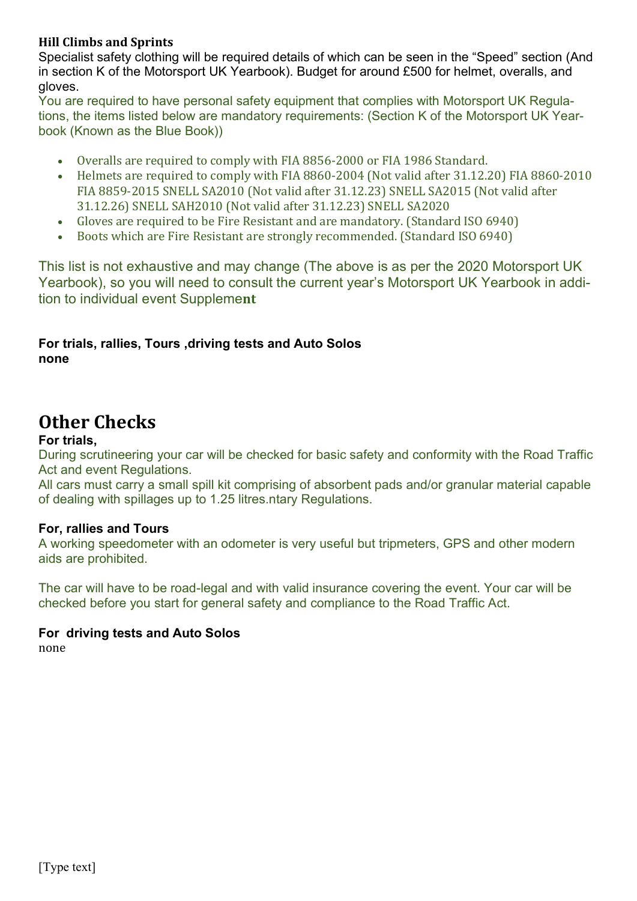### Hill Climbs and Sprints

Specialist safety clothing will be required details of which can be seen in the "Speed" section (And in section K of the Motorsport UK Yearbook). Budget for around £500 for helmet, overalls, and gloves.

You are required to have personal safety equipment that complies with Motorsport UK Regulations, the items listed below are mandatory requirements: (Section K of the Motorsport UK Yearbook (Known as the Blue Book))

- Overalls are required to comply with FIA 8856-2000 or FIA 1986 Standard.
- Helmets are required to comply with FIA 8860-2004 (Not valid after 31.12.20) FIA 8860-2010 FIA 8859-2015 SNELL SA2010 (Not valid after 31.12.23) SNELL SA2015 (Not valid after 31.12.26) SNELL SAH2010 (Not valid after 31.12.23) SNELL SA2020
- Gloves are required to be Fire Resistant and are mandatory. (Standard ISO 6940)
- Boots which are Fire Resistant are strongly recommended. (Standard ISO 6940)

This list is not exhaustive and may change (The above is as per the 2020 Motorsport UK Yearbook), so you will need to consult the current year's Motorsport UK Yearbook in addition to individual event Supplement

**For trials, rallies, Tours ,driving tests and Auto Solos**
**none**

# Other Checks

**For trials,**

During scrutineering your car will be checked for basic safety and conformity with the Road Traffic Act and event Regulations.

All cars must carry a small spill kit comprising of absorbent pads and/or granular material capable of dealing with spillages up to 1.25 litres.ntary Regulations.

**For, rallies and Tours**

A working speedometer with an odometer is very useful but tripmeters, GPS and other modern aids are prohibited.

The car will have to be road-legal and with valid insurance covering the event. Your car will be checked before you start for general safety and compliance to the Road Traffic Act.

**For driving tests and Auto Solos**

none